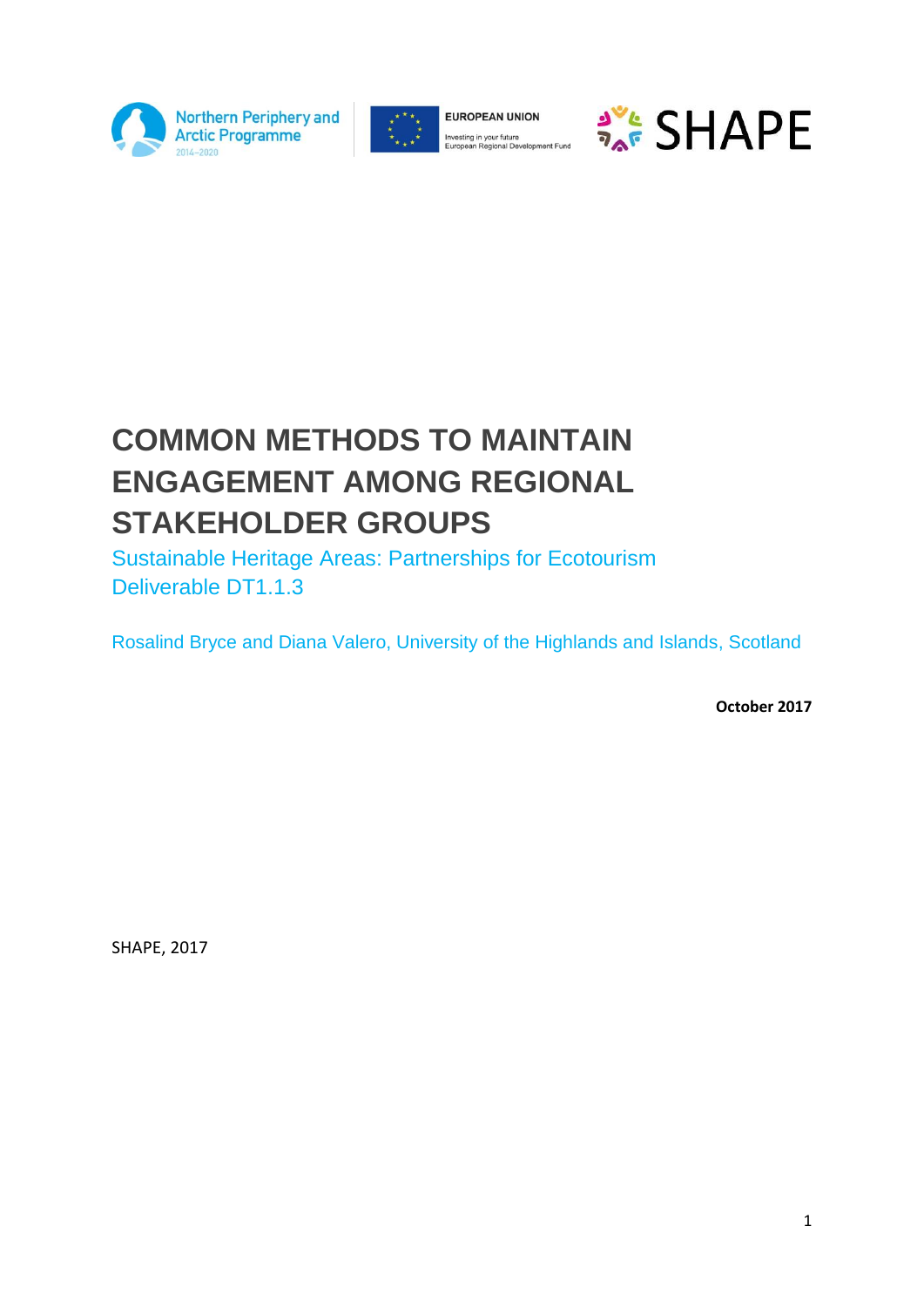Northern Periphery and Arctic Programme 2014–2020

EUROPEAN UNION
Investing in your future
European Regional Development Fund

SHAPE

# COMMON METHODS TO MAINTAIN ENGAGEMENT AMONG REGIONAL STAKEHOLDER GROUPS

Sustainable Heritage Areas: Partnerships for Ecotourism
Deliverable DT1.1.3

Rosalind Bryce and Diana Valero, University of the Highlands and Islands, Scotland

**October 2017**

SHAPE, 2017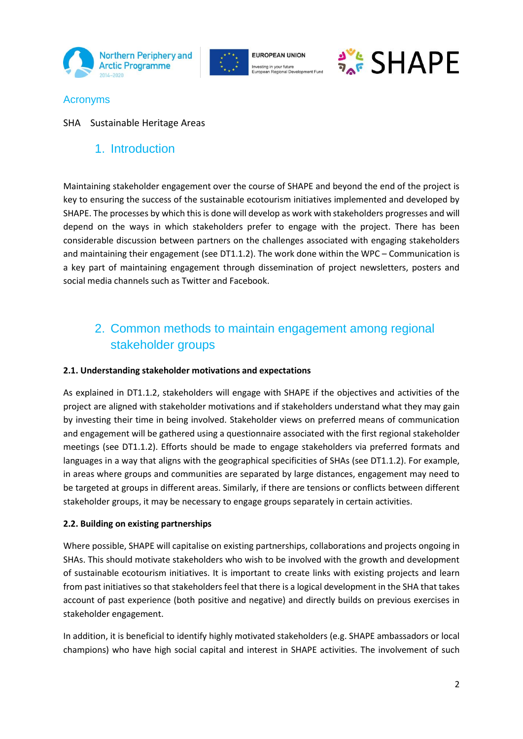## Acronyms

SHA Sustainable Heritage Areas

# 1. Introduction

Maintaining stakeholder engagement over the course of SHAPE and beyond the end of the project is key to ensuring the success of the sustainable ecotourism initiatives implemented and developed by SHAPE. The processes by which this is done will develop as work with stakeholders progresses and will depend on the ways in which stakeholders prefer to engage with the project. There has been considerable discussion between partners on the challenges associated with engaging stakeholders and maintaining their engagement (see DT1.1.2). The work done within the WPC – Communication is a key part of maintaining engagement through dissemination of project newsletters, posters and social media channels such as Twitter and Facebook.

# 2. Common methods to maintain engagement among regional stakeholder groups

### 2.1. Understanding stakeholder motivations and expectations

As explained in DT1.1.2, stakeholders will engage with SHAPE if the objectives and activities of the project are aligned with stakeholder motivations and if stakeholders understand what they may gain by investing their time in being involved. Stakeholder views on preferred means of communication and engagement will be gathered using a questionnaire associated with the first regional stakeholder meetings (see DT1.1.2). Efforts should be made to engage stakeholders via preferred formats and languages in a way that aligns with the geographical specificities of SHAs (see DT1.1.2). For example, in areas where groups and communities are separated by large distances, engagement may need to be targeted at groups in different areas. Similarly, if there are tensions or conflicts between different stakeholder groups, it may be necessary to engage groups separately in certain activities.

### 2.2. Building on existing partnerships

Where possible, SHAPE will capitalise on existing partnerships, collaborations and projects ongoing in SHAs. This should motivate stakeholders who wish to be involved with the growth and development of sustainable ecotourism initiatives. It is important to create links with existing projects and learn from past initiatives so that stakeholders feel that there is a logical development in the SHA that takes account of past experience (both positive and negative) and directly builds on previous exercises in stakeholder engagement.

In addition, it is beneficial to identify highly motivated stakeholders (e.g. SHAPE ambassadors or local champions) who have high social capital and interest in SHAPE activities. The involvement of such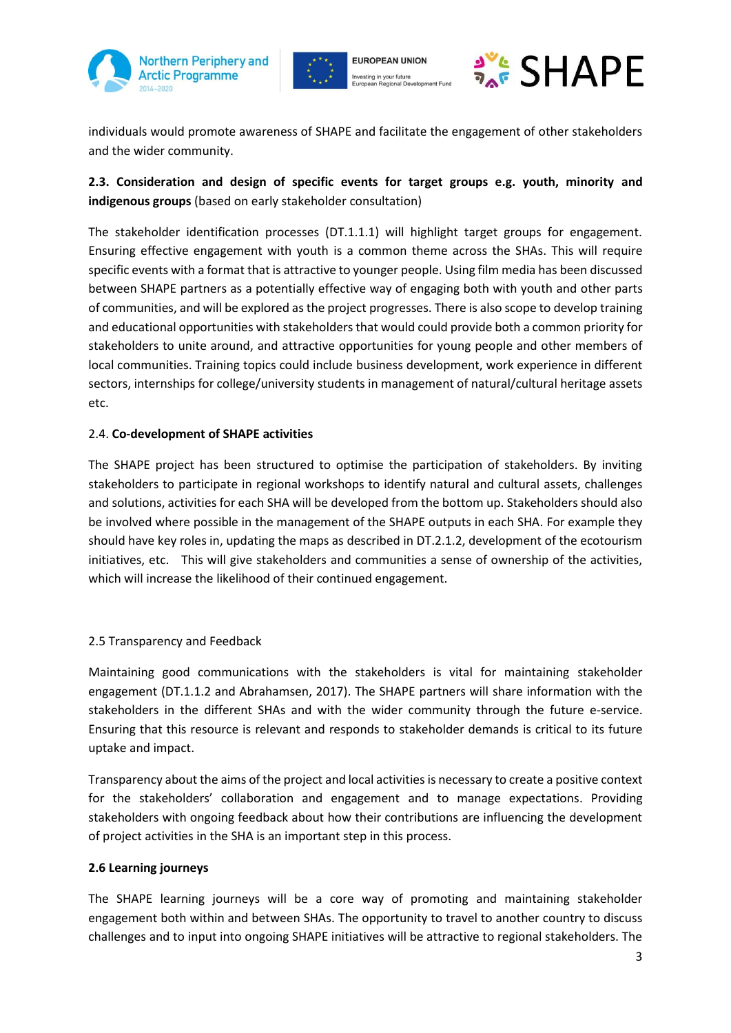individuals would promote awareness of SHAPE and facilitate the engagement of other stakeholders and the wider community.

**2.3. Consideration and design of specific events for target groups e.g. youth, minority and indigenous groups** (based on early stakeholder consultation)

The stakeholder identification processes (DT.1.1.1) will highlight target groups for engagement. Ensuring effective engagement with youth is a common theme across the SHAs. This will require specific events with a format that is attractive to younger people. Using film media has been discussed between SHAPE partners as a potentially effective way of engaging both with youth and other parts of communities, and will be explored as the project progresses. There is also scope to develop training and educational opportunities with stakeholders that would could provide both a common priority for stakeholders to unite around, and attractive opportunities for young people and other members of local communities. Training topics could include business development, work experience in different sectors, internships for college/university students in management of natural/cultural heritage assets etc.

2.4. **Co-development of SHAPE activities**

The SHAPE project has been structured to optimise the participation of stakeholders. By inviting stakeholders to participate in regional workshops to identify natural and cultural assets, challenges and solutions, activities for each SHA will be developed from the bottom up. Stakeholders should also be involved where possible in the management of the SHAPE outputs in each SHA. For example they should have key roles in, updating the maps as described in DT.2.1.2, development of the ecotourism initiatives, etc. This will give stakeholders and communities a sense of ownership of the activities, which will increase the likelihood of their continued engagement.

2.5 Transparency and Feedback

Maintaining good communications with the stakeholders is vital for maintaining stakeholder engagement (DT.1.1.2 and Abrahamsen, 2017). The SHAPE partners will share information with the stakeholders in the different SHAs and with the wider community through the future e-service. Ensuring that this resource is relevant and responds to stakeholder demands is critical to its future uptake and impact.

Transparency about the aims of the project and local activities is necessary to create a positive context for the stakeholders' collaboration and engagement and to manage expectations. Providing stakeholders with ongoing feedback about how their contributions are influencing the development of project activities in the SHA is an important step in this process.

**2.6 Learning journeys**

The SHAPE learning journeys will be a core way of promoting and maintaining stakeholder engagement both within and between SHAs. The opportunity to travel to another country to discuss challenges and to input into ongoing SHAPE initiatives will be attractive to regional stakeholders. The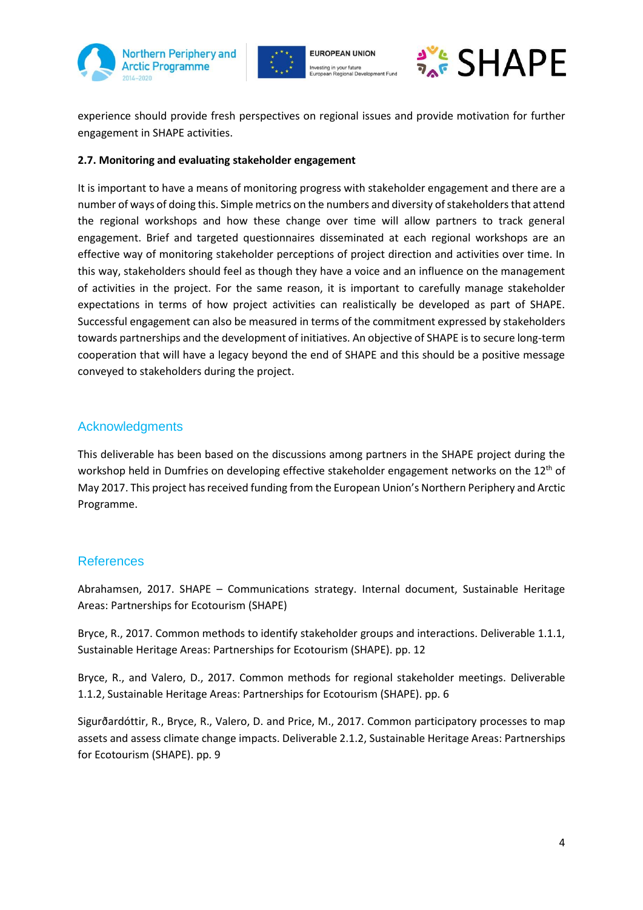experience should provide fresh perspectives on regional issues and provide motivation for further engagement in SHAPE activities.

**2.7. Monitoring and evaluating stakeholder engagement**

It is important to have a means of monitoring progress with stakeholder engagement and there are a number of ways of doing this. Simple metrics on the numbers and diversity of stakeholders that attend the regional workshops and how these change over time will allow partners to track general engagement. Brief and targeted questionnaires disseminated at each regional workshops are an effective way of monitoring stakeholder perceptions of project direction and activities over time. In this way, stakeholders should feel as though they have a voice and an influence on the management of activities in the project. For the same reason, it is important to carefully manage stakeholder expectations in terms of how project activities can realistically be developed as part of SHAPE. Successful engagement can also be measured in terms of the commitment expressed by stakeholders towards partnerships and the development of initiatives. An objective of SHAPE is to secure long-term cooperation that will have a legacy beyond the end of SHAPE and this should be a positive message conveyed to stakeholders during the project.

## Acknowledgments

This deliverable has been based on the discussions among partners in the SHAPE project during the workshop held in Dumfries on developing effective stakeholder engagement networks on the 12th of May 2017. This project has received funding from the European Union's Northern Periphery and Arctic Programme.

## References

Abrahamsen, 2017. SHAPE – Communications strategy. Internal document, Sustainable Heritage Areas: Partnerships for Ecotourism (SHAPE)

Bryce, R., 2017. Common methods to identify stakeholder groups and interactions. Deliverable 1.1.1, Sustainable Heritage Areas: Partnerships for Ecotourism (SHAPE). pp. 12

Bryce, R., and Valero, D., 2017. Common methods for regional stakeholder meetings. Deliverable 1.1.2, Sustainable Heritage Areas: Partnerships for Ecotourism (SHAPE). pp. 6

Sigurðardóttir, R., Bryce, R., Valero, D. and Price, M., 2017. Common participatory processes to map assets and assess climate change impacts. Deliverable 2.1.2, Sustainable Heritage Areas: Partnerships for Ecotourism (SHAPE). pp. 9